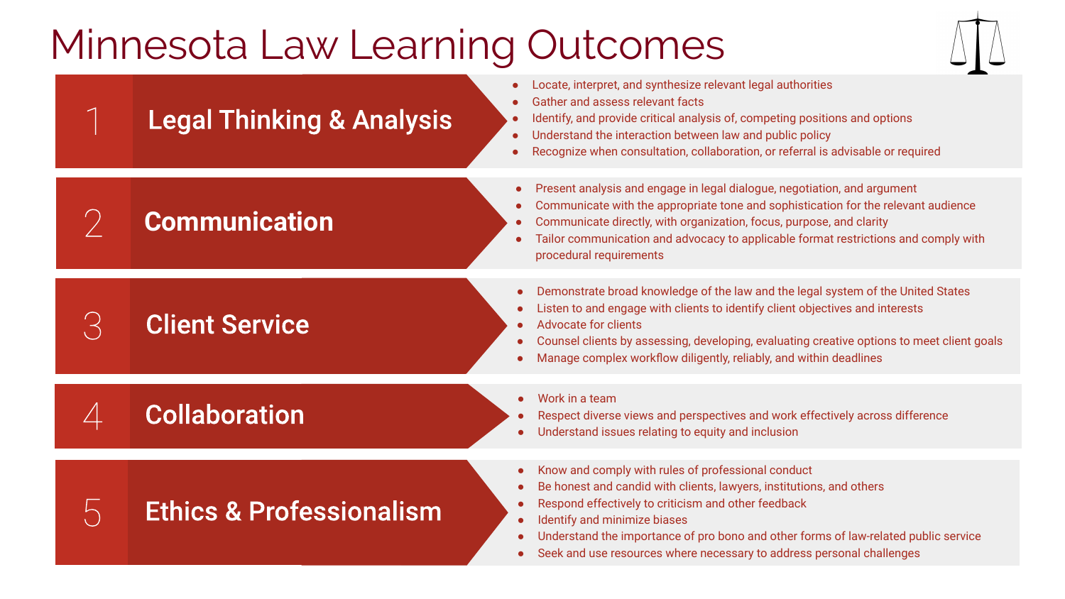# Minnesota Law Learning Outcomes

## 1 Legal Thinking & Analysis

- Locate, interpret, and synthesize relevant legal authorities
- Gather and assess relevant facts
- Identify, and provide critical analysis of, competing positions and options
- Understand the interaction between law and public policy
- Recognize when consultation, collaboration, or referral is advisable or required

## 2 Communication

- Present analysis and engage in legal dialogue, negotiation, and argument
- Communicate with the appropriate tone and sophistication for the relevant audience
- Communicate directly, with organization, focus, purpose, and clarity
- Tailor communication and advocacy to applicable format restrictions and comply with procedural requirements

## 3 Client Service

- Demonstrate broad knowledge of the law and the legal system of the United States
- Listen to and engage with clients to identify client objectives and interests
- Advocate for clients
- Counsel clients by assessing, developing, evaluating creative options to meet client goals
- Manage complex workflow diligently, reliably, and within deadlines

## 4 Collaboration

- Work in a team
- Respect diverse views and perspectives and work effectively across difference
- Understand issues relating to equity and inclusion

## 5 Ethics & Professionalism

- Know and comply with rules of professional conduct
- Be honest and candid with clients, lawyers, institutions, and others
- Respond effectively to criticism and other feedback
- Identify and minimize biases
- Understand the importance of pro bono and other forms of law-related public service
- Seek and use resources where necessary to address personal challenges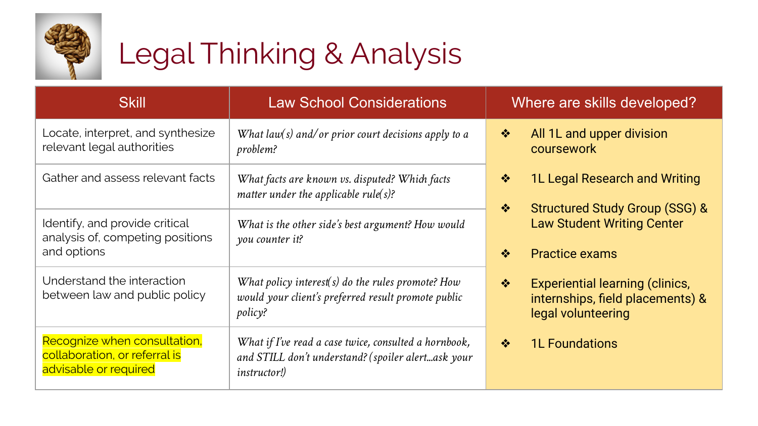# Legal Thinking & Analysis

| Skill | Law School Considerations | Where are skills developed? |
|---|---|---|
| Locate, interpret, and synthesize relevant legal authorities | *What law(s) and/or prior court decisions apply to a problem?* | ❖ All 1L and upper division coursework<br>❖ 1L Legal Research and Writing<br>❖ Structured Study Group (SSG) & Law Student Writing Center<br>❖ Practice exams<br>❖ Experiential learning (clinics, internships, field placements) & legal volunteering<br>❖ 1L Foundations |
| Gather and assess relevant facts | *What facts are known vs. disputed? Which facts matter under the applicable rule(s)?* | |
| Identify, and provide critical analysis of, competing positions and options | *What is the other side's best argument? How would you counter it?* | |
| Understand the interaction between law and public policy | *What policy interest(s) do the rules promote? How would your client's preferred result promote public policy?* | |
| Recognize when consultation, collaboration, or referral is advisable or required | *What if I've read a case twice, consulted a hornbook, and STILL don't understand? (spoiler alert...ask your instructor!)* | |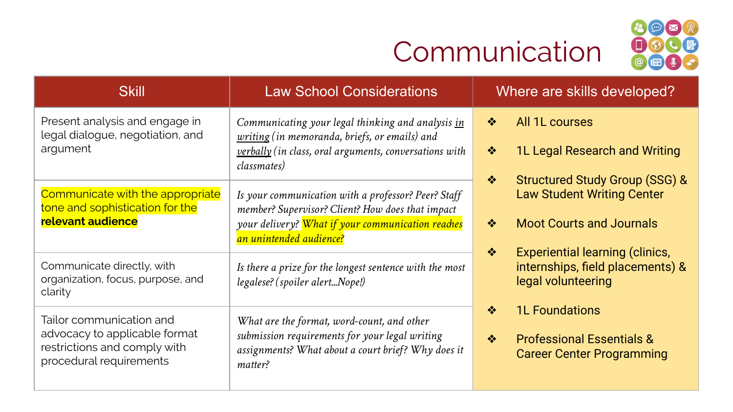# Communication

| Skill | Law School Considerations | Where are skills developed? |
|---|---|---|
| Present analysis and engage in legal dialogue, negotiation, and argument | *Communicating your legal thinking and analysis in writing (in memoranda, briefs, or emails) and verbally (in class, oral arguments, conversations with classmates)* | ❖ All 1L courses<br>❖ 1L Legal Research and Writing<br>❖ Structured Study Group (SSG) & Law Student Writing Center<br>❖ Moot Courts and Journals<br>❖ Experiential learning (clinics, internships, field placements) & legal volunteering<br>❖ 1L Foundations<br>❖ Professional Essentials & Career Center Programming |
| Communicate with the appropriate tone and sophistication for the **relevant audience** | *Is your communication with a professor? Peer? Staff member? Supervisor? Client? How does that impact your delivery? What if your communication reaches an unintended audience?* | |
| Communicate directly, with organization, focus, purpose, and clarity | *Is there a prize for the longest sentence with the most legalese? (spoiler alert...Nope!)* | |
| Tailor communication and advocacy to applicable format restrictions and comply with procedural requirements | *What are the format, word-count, and other submission requirements for your legal writing assignments? What about a court brief? Why does it matter?* | |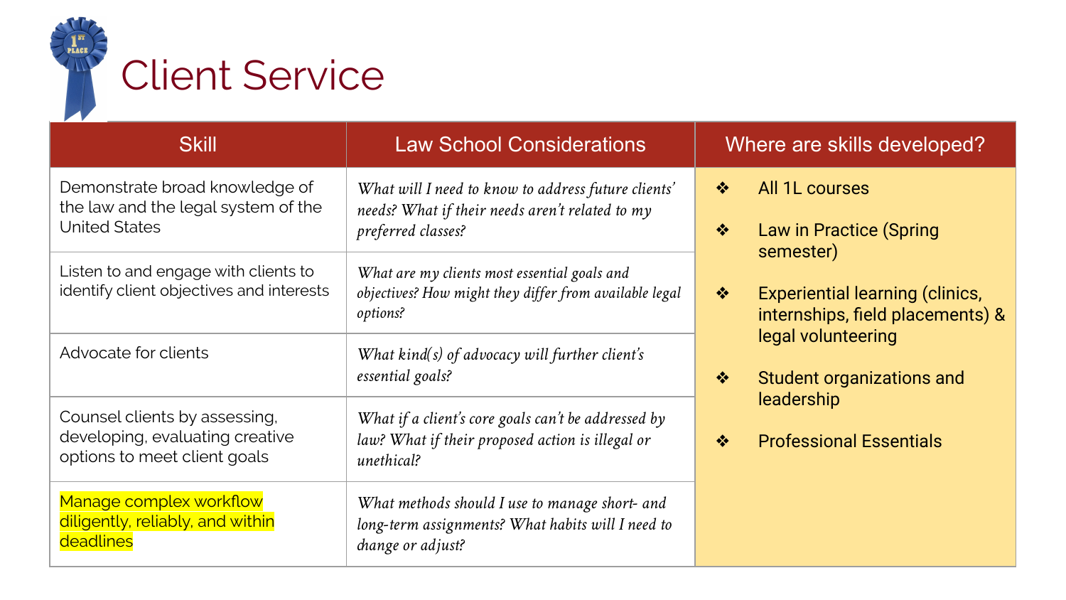# Client Service

| Skill | Law School Considerations | Where are skills developed? |
|---|---|---|
| Demonstrate broad knowledge of the law and the legal system of the United States | *What will I need to know to address future clients' needs? What if their needs aren't related to my preferred classes?* | ❖ All 1L courses<br>❖ Law in Practice (Spring semester)<br>❖ Experiential learning (clinics, internships, field placements) & legal volunteering<br>❖ Student organizations and leadership<br>❖ Professional Essentials |
| Listen to and engage with clients to identify client objectives and interests | *What are my clients most essential goals and objectives? How might they differ from available legal options?* | |
| Advocate for clients | *What kind(s) of advocacy will further client's essential goals?* | |
| Counsel clients by assessing, developing, evaluating creative options to meet client goals | *What if a client's core goals can't be addressed by law? What if their proposed action is illegal or unethical?* | |
| Manage complex workflow diligently, reliably, and within deadlines | *What methods should I use to manage short- and long-term assignments? What habits will I need to change or adjust?* | |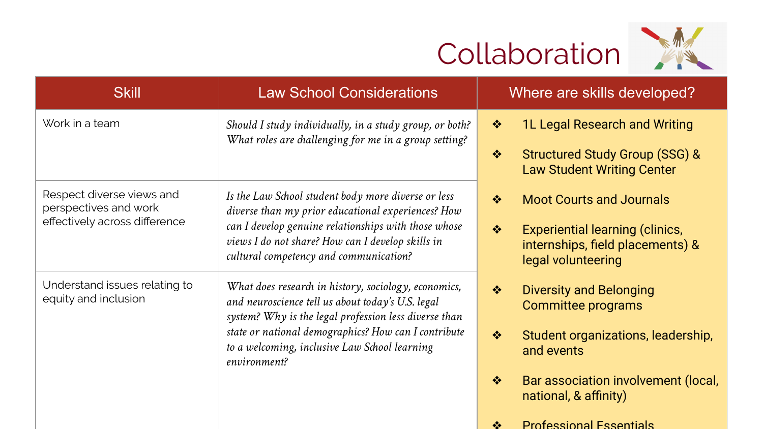# Collaboration

| Skill | Law School Considerations | Where are skills developed? |
|---|---|---|
| Work in a team | *Should I study individually, in a study group, or both? What roles are challenging for me in a group setting?* | ❖ 1L Legal Research and Writing<br>❖ Structured Study Group (SSG) & Law Student Writing Center<br>❖ Moot Courts and Journals<br>❖ Experiential learning (clinics, internships, field placements) & legal volunteering<br>❖ Diversity and Belonging Committee programs<br>❖ Student organizations, leadership, and events<br>❖ Bar association involvement (local, national, & affinity)<br>❖ Professional Essentials |
| Respect diverse views and perspectives and work effectively across difference | *Is the Law School student body more diverse or less diverse than my prior educational experiences? How can I develop genuine relationships with those whose views I do not share? How can I develop skills in cultural competency and communication?* | |
| Understand issues relating to equity and inclusion | *What does research in history, sociology, economics, and neuroscience tell us about today's U.S. legal system? Why is the legal profession less diverse than state or national demographics? How can I contribute to a welcoming, inclusive Law School learning environment?* | |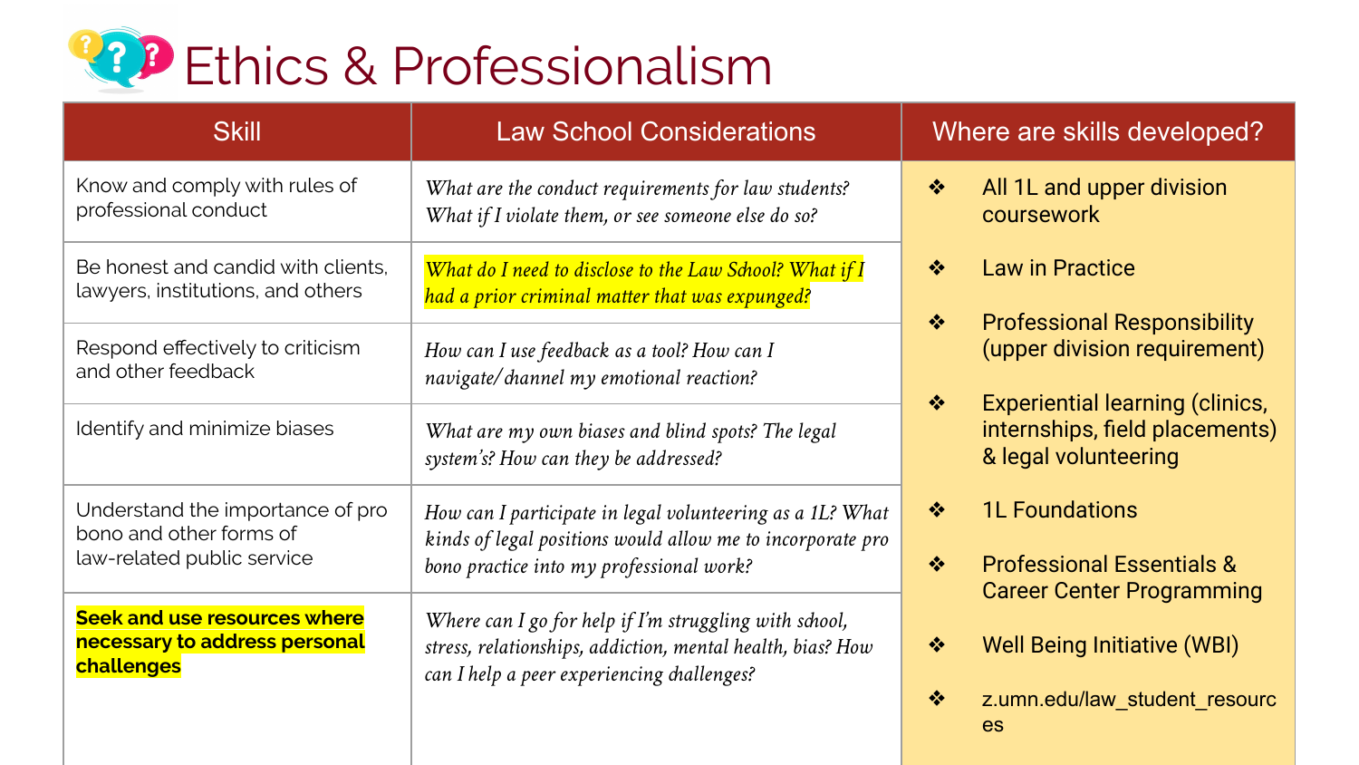# Ethics & Professionalism

| Skill | Law School Considerations | Where are skills developed? |
|---|---|---|
| Know and comply with rules of professional conduct | *What are the conduct requirements for law students? What if I violate them, or see someone else do so?* | ❖ All 1L and upper division coursework<br>❖ Law in Practice<br>❖ Professional Responsibility (upper division requirement)<br>❖ Experiential learning (clinics, internships, field placements) & legal volunteering<br>❖ 1L Foundations<br>❖ Professional Essentials & Career Center Programming<br>❖ Well Being Initiative (WBI)<br>❖ z.umn.edu/law_student_resources |
| Be honest and candid with clients, lawyers, institutions, and others | *What do I need to disclose to the Law School? What if I had a prior criminal matter that was expunged?* | |
| Respond effectively to criticism and other feedback | *How can I use feedback as a tool? How can I navigate/channel my emotional reaction?* | |
| Identify and minimize biases | *What are my own biases and blind spots? The legal system's? How can they be addressed?* | |
| Understand the importance of pro bono and other forms of law-related public service | *How can I participate in legal volunteering as a 1L? What kinds of legal positions would allow me to incorporate pro bono practice into my professional work?* | |
| **Seek and use resources where necessary to address personal challenges** | *Where can I go for help if I'm struggling with school, stress, relationships, addiction, mental health, bias? How can I help a peer experiencing challenges?* | |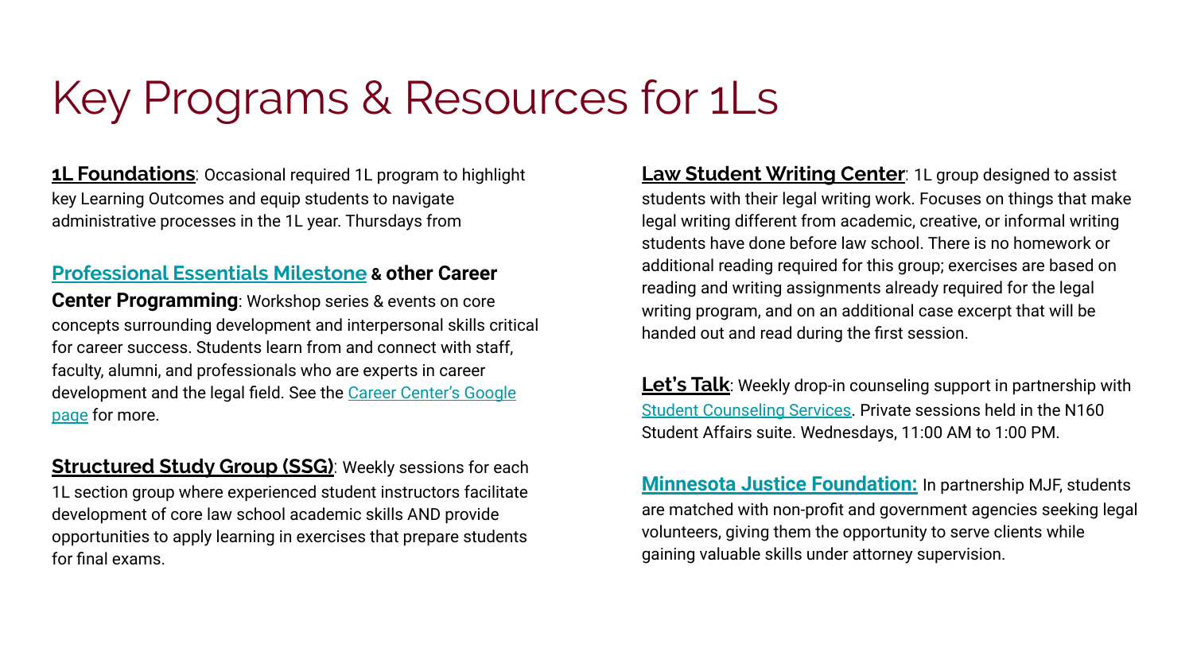# Key Programs & Resources for 1Ls

**1L Foundations**: Occasional required 1L program to highlight key Learning Outcomes and equip students to navigate administrative processes in the 1L year. Thursdays from

**Professional Essentials Milestone & other Career Center Programming**: Workshop series & events on core concepts surrounding development and interpersonal skills critical for career success. Students learn from and connect with staff, faculty, alumni, and professionals who are experts in career development and the legal field. See the Career Center's Google page for more.

**Structured Study Group (SSG)**: Weekly sessions for each 1L section group where experienced student instructors facilitate development of core law school academic skills AND provide opportunities to apply learning in exercises that prepare students for final exams.

**Law Student Writing Center**: 1L group designed to assist students with their legal writing work. Focuses on things that make legal writing different from academic, creative, or informal writing students have done before law school. There is no homework or additional reading required for this group; exercises are based on reading and writing assignments already required for the legal writing program, and on an additional case excerpt that will be handed out and read during the first session.

**Let's Talk**: Weekly drop-in counseling support in partnership with Student Counseling Services. Private sessions held in the N160 Student Affairs suite. Wednesdays, 11:00 AM to 1:00 PM.

**Minnesota Justice Foundation:** In partnership MJF, students are matched with non-profit and government agencies seeking legal volunteers, giving them the opportunity to serve clients while gaining valuable skills under attorney supervision.